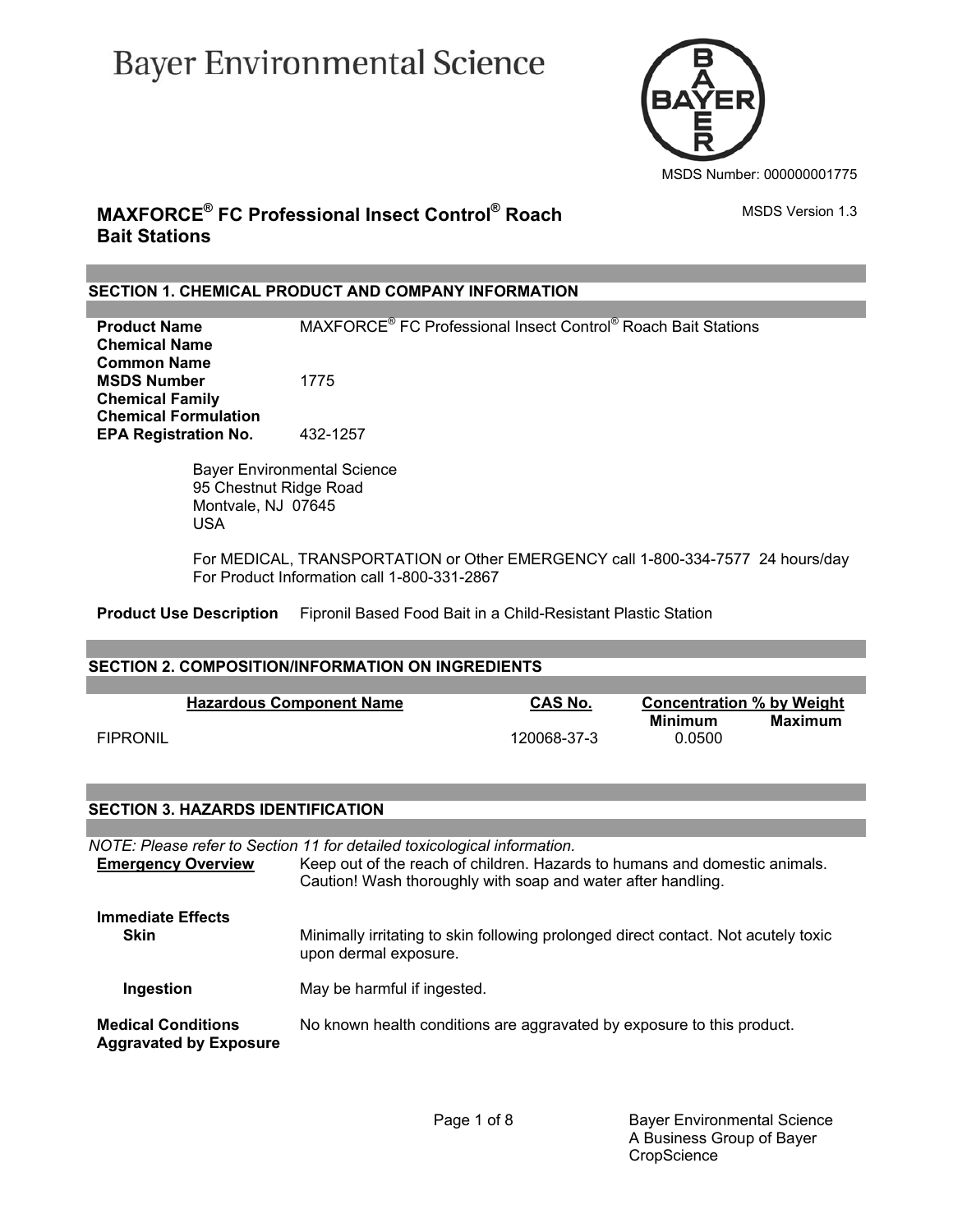# Bayer Environmental Science

MSDS Number: 000000001775

## MAXFORCE® FC Professional Insect Control® Roach Bait Stations

MSDS Version 1.3

## SECTION 1. CHEMICAL PRODUCT AND COMPANY INFORMATION

| | |
|---|---|
| **Product Name** | MAXFORCE® FC Professional Insect Control® Roach Bait Stations |
| **Chemical Name** | |
| **Common Name** | |
| **MSDS Number** | 1775 |
| **Chemical Family** | |
| **Chemical Formulation** | |
| **EPA Registration No.** | 432-1257 |

Bayer Environmental Science
95 Chestnut Ridge Road
Montvale, NJ 07645
USA

For MEDICAL, TRANSPORTATION or Other EMERGENCY call 1-800-334-7577 24 hours/day
For Product Information call 1-800-331-2867

**Product Use Description** Fipronil Based Food Bait in a Child-Resistant Plastic Station

## SECTION 2. COMPOSITION/INFORMATION ON INGREDIENTS

| Hazardous Component Name | CAS No. | Concentration % by Weight Minimum | Maximum |
|---|---|---|---|
| FIPRONIL | 120068-37-3 | 0.0500 | |

## SECTION 3. HAZARDS IDENTIFICATION

*NOTE: Please refer to Section 11 for detailed toxicological information.*

**Emergency Overview** Keep out of the reach of children. Hazards to humans and domestic animals. Caution! Wash thoroughly with soap and water after handling.

**Immediate Effects**

**Skin** Minimally irritating to skin following prolonged direct contact. Not acutely toxic upon dermal exposure.

**Ingestion** May be harmful if ingested.

**Medical Conditions Aggravated by Exposure** No known health conditions are aggravated by exposure to this product.

Bayer Environmental Science
A Business Group of Bayer CropScience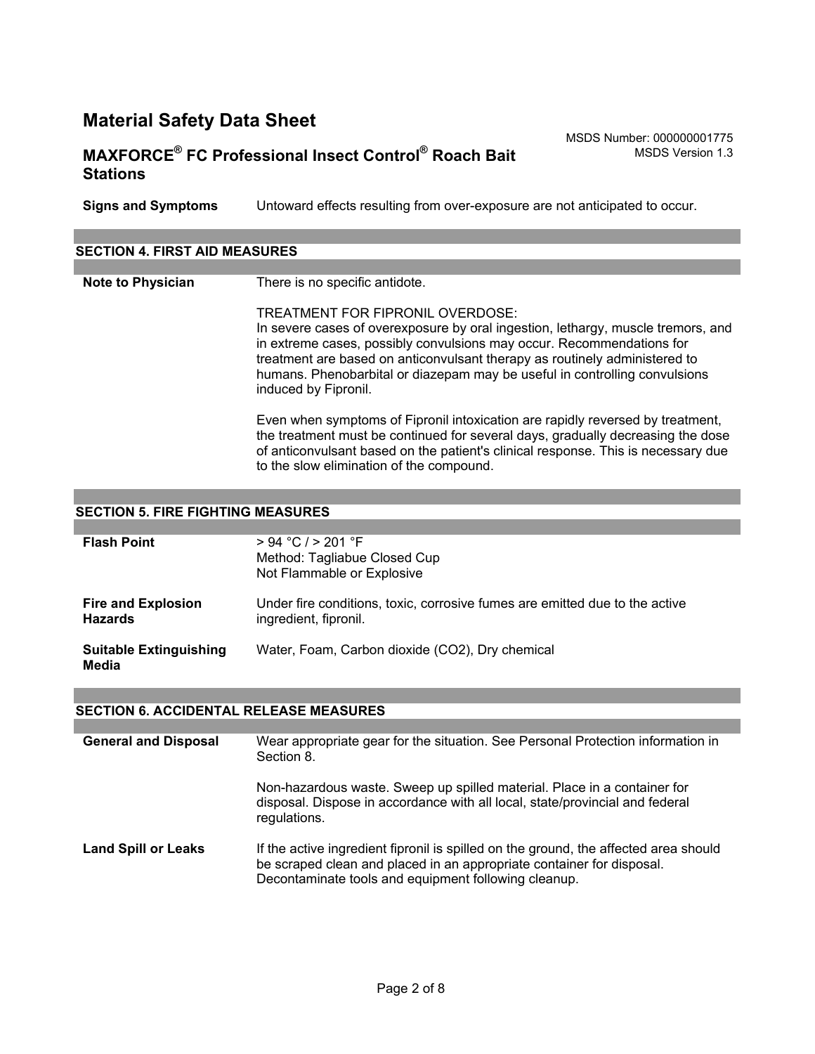**Signs and Symptoms** Untoward effects resulting from over-exposure are not anticipated to occur.

## SECTION 4. FIRST AID MEASURES

**Note to Physician**

There is no specific antidote.

TREATMENT FOR FIPRONIL OVERDOSE:
In severe cases of overexposure by oral ingestion, lethargy, muscle tremors, and in extreme cases, possibly convulsions may occur. Recommendations for treatment are based on anticonvulsant therapy as routinely administered to humans. Phenobarbital or diazepam may be useful in controlling convulsions induced by Fipronil.

Even when symptoms of Fipronil intoxication are rapidly reversed by treatment, the treatment must be continued for several days, gradually decreasing the dose of anticonvulsant based on the patient's clinical response. This is necessary due to the slow elimination of the compound.

## SECTION 5. FIRE FIGHTING MEASURES

**Flash Point**

> 94 °C / > 201 °F
Method: Tagliabue Closed Cup
Not Flammable or Explosive

**Fire and Explosion Hazards**

Under fire conditions, toxic, corrosive fumes are emitted due to the active ingredient, fipronil.

**Suitable Extinguishing Media**

Water, Foam, Carbon dioxide ($CO_2$), Dry chemical

## SECTION 6. ACCIDENTAL RELEASE MEASURES

**General and Disposal**

Wear appropriate gear for the situation. See Personal Protection information in Section 8.

Non-hazardous waste. Sweep up spilled material. Place in a container for disposal. Dispose in accordance with all local, state/provincial and federal regulations.

**Land Spill or Leaks**

If the active ingredient fipronil is spilled on the ground, the affected area should be scraped clean and placed in an appropriate container for disposal. Decontaminate tools and equipment following cleanup.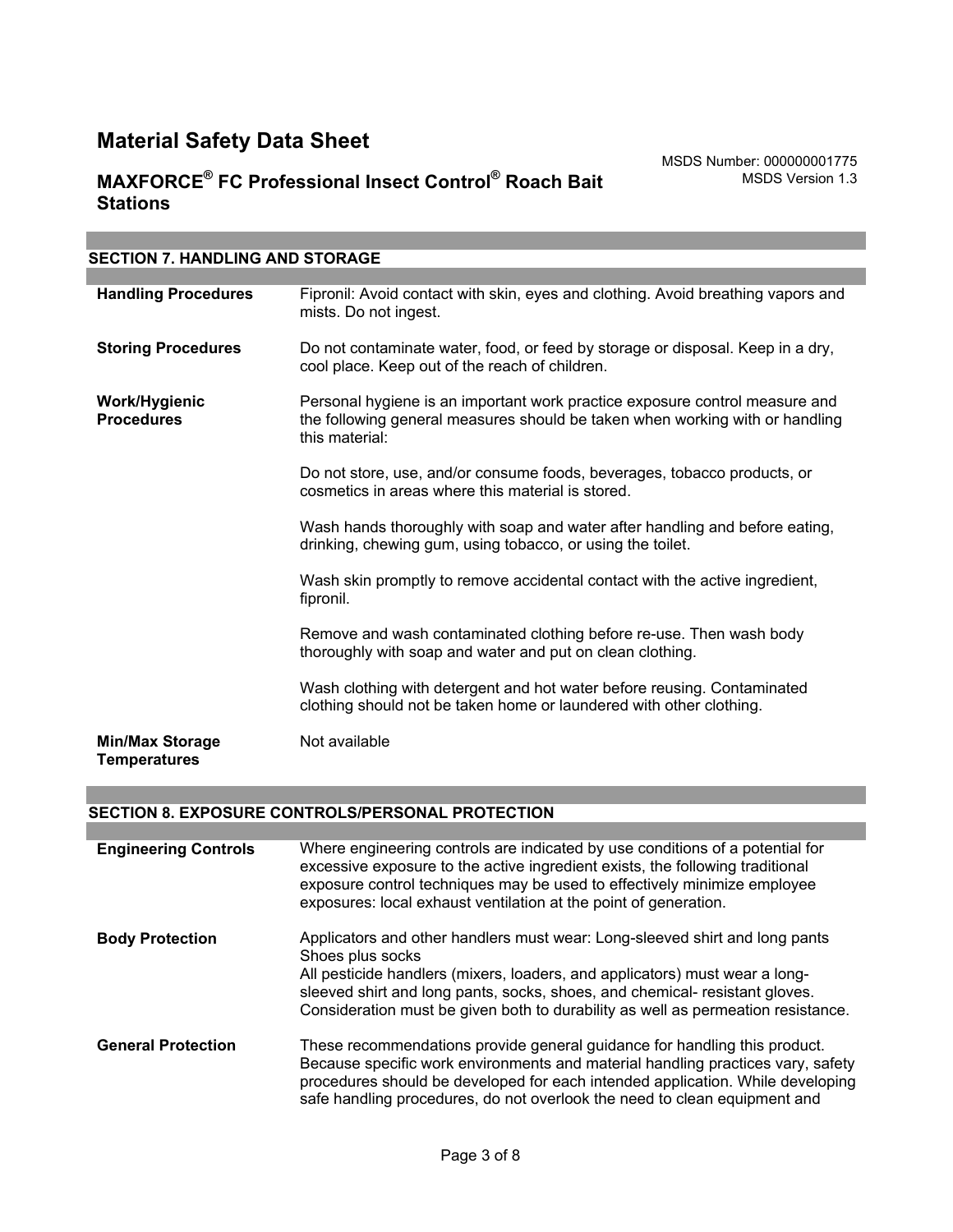## SECTION 7. HANDLING AND STORAGE

| | |
|---|---|
| **Handling Procedures** | Fipronil: Avoid contact with skin, eyes and clothing. Avoid breathing vapors and mists. Do not ingest. |
| **Storing Procedures** | Do not contaminate water, food, or feed by storage or disposal. Keep in a dry, cool place. Keep out of the reach of children. |
| **Work/Hygienic Procedures** | Personal hygiene is an important work practice exposure control measure and the following general measures should be taken when working with or handling this material:<br><br>Do not store, use, and/or consume foods, beverages, tobacco products, or cosmetics in areas where this material is stored.<br><br>Wash hands thoroughly with soap and water after handling and before eating, drinking, chewing gum, using tobacco, or using the toilet.<br><br>Wash skin promptly to remove accidental contact with the active ingredient, fipronil.<br><br>Remove and wash contaminated clothing before re-use. Then wash body thoroughly with soap and water and put on clean clothing.<br><br>Wash clothing with detergent and hot water before reusing. Contaminated clothing should not be taken home or laundered with other clothing. |
| **Min/Max Storage Temperatures** | Not available |

## SECTION 8. EXPOSURE CONTROLS/PERSONAL PROTECTION

| | |
|---|---|
| **Engineering Controls** | Where engineering controls are indicated by use conditions of a potential for excessive exposure to the active ingredient exists, the following traditional exposure control techniques may be used to effectively minimize employee exposures: local exhaust ventilation at the point of generation. |
| **Body Protection** | Applicators and other handlers must wear: Long-sleeved shirt and long pants Shoes plus socks<br>All pesticide handlers (mixers, loaders, and applicators) must wear a long-sleeved shirt and long pants, socks, shoes, and chemical- resistant gloves. Consideration must be given both to durability as well as permeation resistance. |
| **General Protection** | These recommendations provide general guidance for handling this product. Because specific work environments and material handling practices vary, safety procedures should be developed for each intended application. While developing safe handling procedures, do not overlook the need to clean equipment and |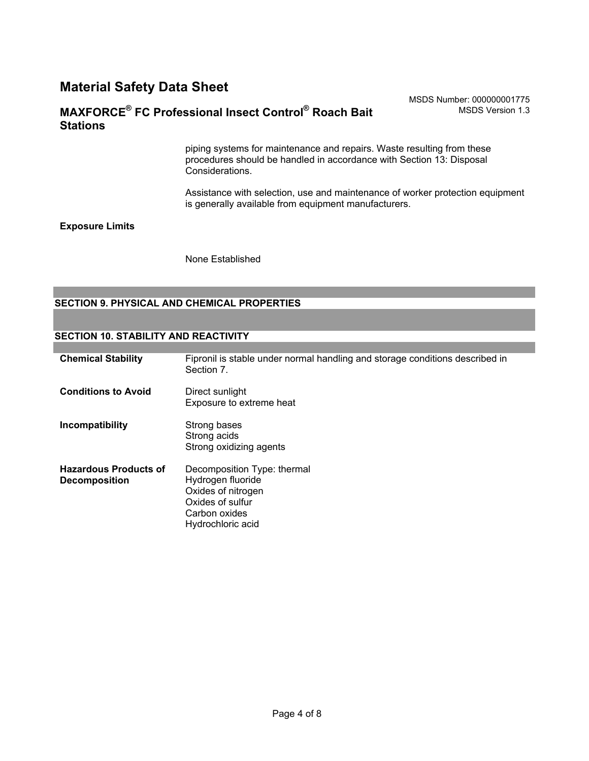piping systems for maintenance and repairs. Waste resulting from these procedures should be handled in accordance with Section 13: Disposal Considerations.

Assistance with selection, use and maintenance of worker protection equipment is generally available from equipment manufacturers.

**Exposure Limits**

None Established

## SECTION 9. PHYSICAL AND CHEMICAL PROPERTIES

## SECTION 10. STABILITY AND REACTIVITY

**Chemical Stability**
Fipronil is stable under normal handling and storage conditions described in Section 7.

**Conditions to Avoid**
Direct sunlight
Exposure to extreme heat

**Incompatibility**
Strong bases
Strong acids
Strong oxidizing agents

**Hazardous Products of Decomposition**
Decomposition Type: thermal
Hydrogen fluoride
Oxides of nitrogen
Oxides of sulfur
Carbon oxides
Hydrochloric acid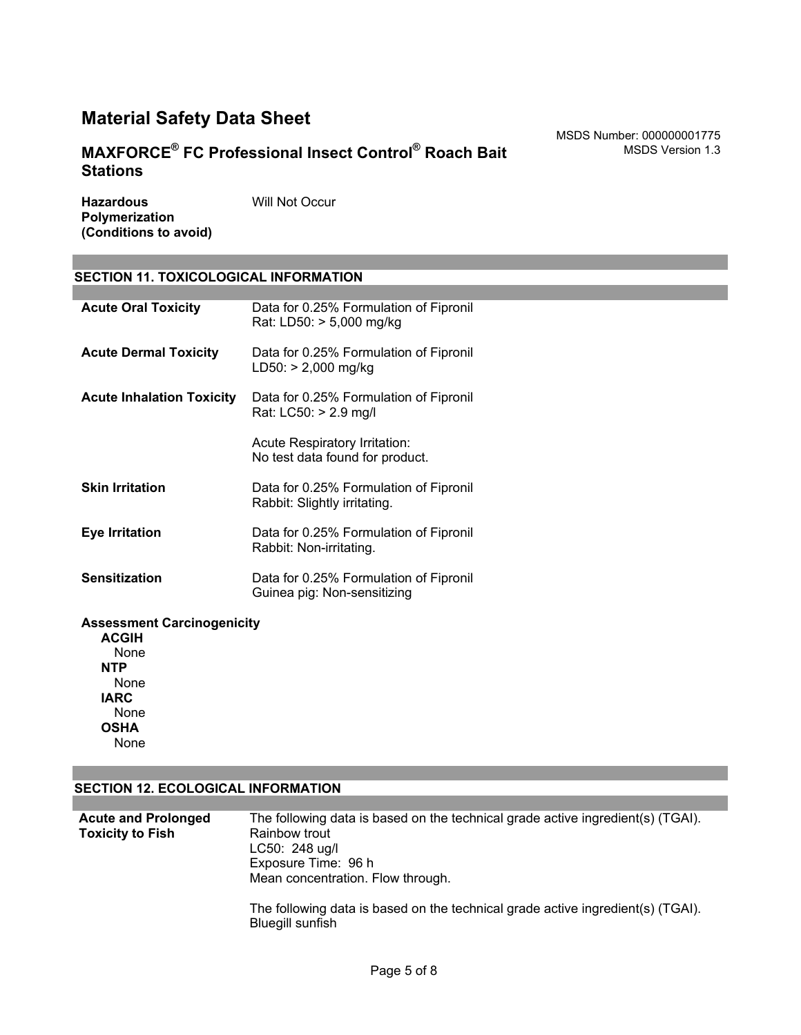**Hazardous Polymerization (Conditions to avoid)**: Will Not Occur

## SECTION 11. TOXICOLOGICAL INFORMATION

| | |
|---|---|
| **Acute Oral Toxicity** | Data for 0.25% Formulation of Fipronil<br>Rat: LD50: > 5,000 mg/kg |
| **Acute Dermal Toxicity** | Data for 0.25% Formulation of Fipronil<br>LD50: > 2,000 mg/kg |
| **Acute Inhalation Toxicity** | Data for 0.25% Formulation of Fipronil<br>Rat: LC50: > 2.9 mg/l<br><br>Acute Respiratory Irritation:<br>No test data found for product. |
| **Skin Irritation** | Data for 0.25% Formulation of Fipronil<br>Rabbit: Slightly irritating. |
| **Eye Irritation** | Data for 0.25% Formulation of Fipronil<br>Rabbit: Non-irritating. |
| **Sensitization** | Data for 0.25% Formulation of Fipronil<br>Guinea pig: Non-sensitizing |

**Assessment Carcinogenicity**

- **ACGIH**
  None
- **NTP**
  None
- **IARC**
  None
- **OSHA**
  None

## SECTION 12. ECOLOGICAL INFORMATION

| | |
|---|---|
| **Acute and Prolonged Toxicity to Fish** | The following data is based on the technical grade active ingredient(s) (TGAI).<br>Rainbow trout<br>LC50: 248 ug/l<br>Exposure Time: 96 h<br>Mean concentration. Flow through.<br><br>The following data is based on the technical grade active ingredient(s) (TGAI).<br>Bluegill sunfish |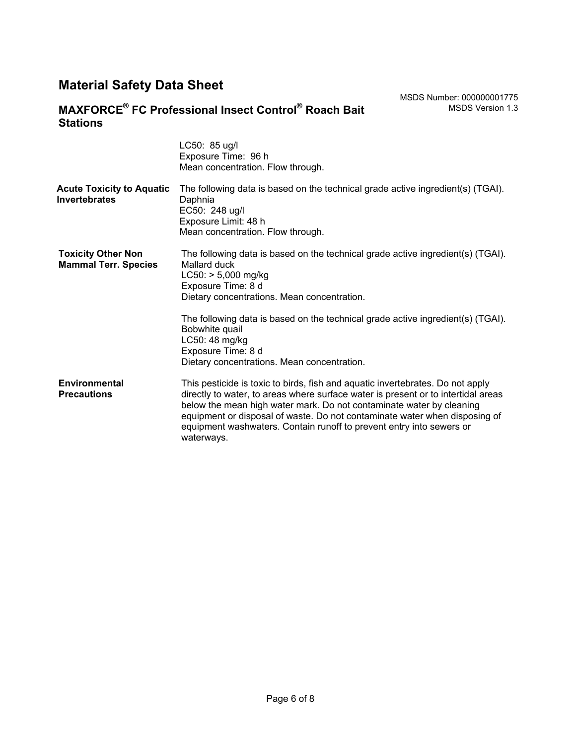| | |
|---|---|
| | LC50: 85 ug/l<br>Exposure Time: 96 h<br>Mean concentration. Flow through. |
| **Acute Toxicity to Aquatic Invertebrates** | The following data is based on the technical grade active ingredient(s) (TGAI).<br>Daphnia<br>EC50: 248 ug/l<br>Exposure Limit: 48 h<br>Mean concentration. Flow through. |
| **Toxicity Other Non Mammal Terr. Species** | The following data is based on the technical grade active ingredient(s) (TGAI).<br>Mallard duck<br>LC50: > 5,000 mg/kg<br>Exposure Time: 8 d<br>Dietary concentrations. Mean concentration.<br><br>The following data is based on the technical grade active ingredient(s) (TGAI).<br>Bobwhite quail<br>LC50: 48 mg/kg<br>Exposure Time: 8 d<br>Dietary concentrations. Mean concentration. |
| **Environmental Precautions** | This pesticide is toxic to birds, fish and aquatic invertebrates. Do not apply directly to water, to areas where surface water is present or to intertidal areas below the mean high water mark. Do not contaminate water by cleaning equipment or disposal of waste. Do not contaminate water when disposing of equipment washwaters. Contain runoff to prevent entry into sewers or waterways. |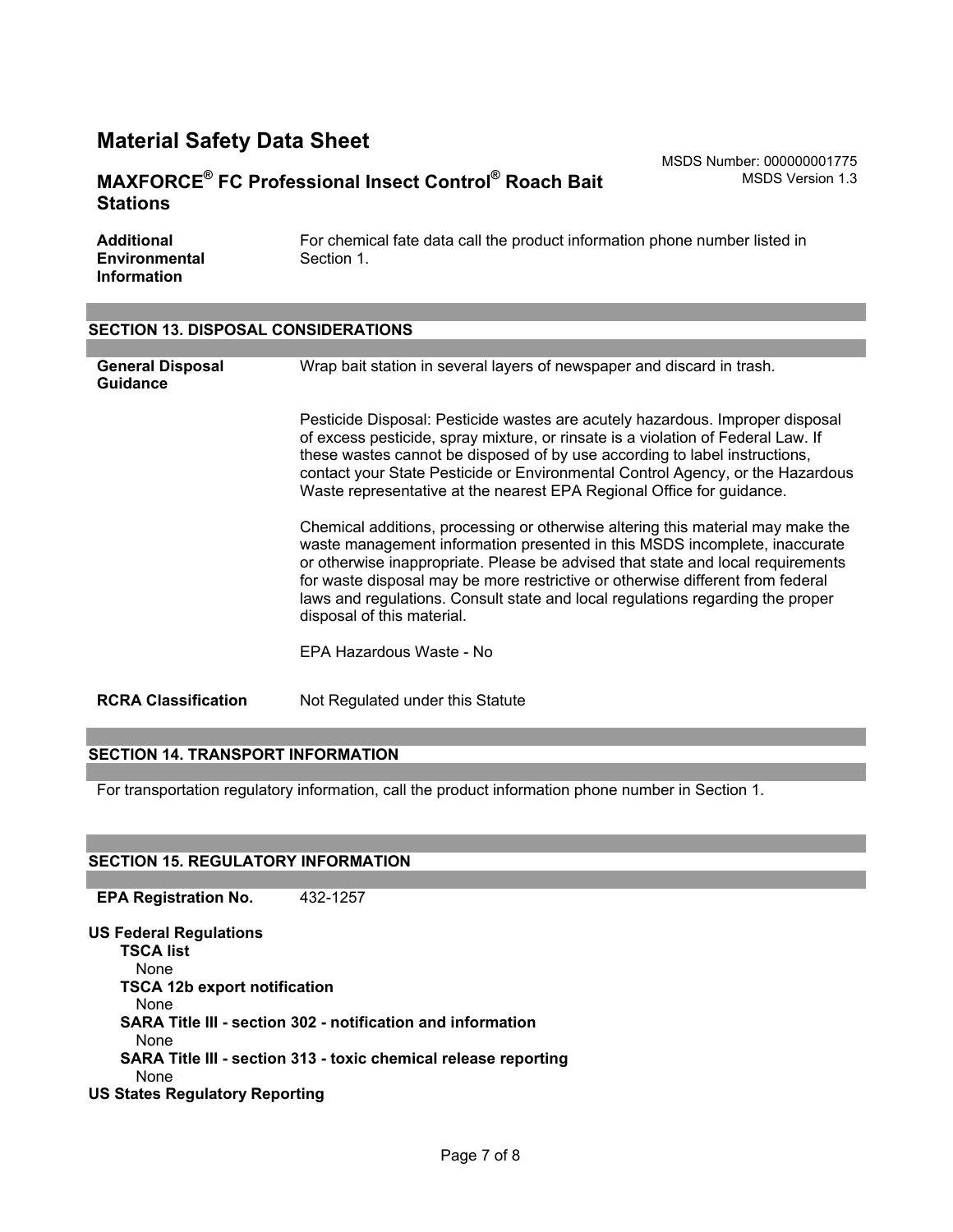| | |
|---|---|
| **Additional Environmental Information** | For chemical fate data call the product information phone number listed in Section 1. |

## SECTION 13. DISPOSAL CONSIDERATIONS

**General Disposal Guidance**

Wrap bait station in several layers of newspaper and discard in trash.

Pesticide Disposal: Pesticide wastes are acutely hazardous. Improper disposal of excess pesticide, spray mixture, or rinsate is a violation of Federal Law. If these wastes cannot be disposed of by use according to label instructions, contact your State Pesticide or Environmental Control Agency, or the Hazardous Waste representative at the nearest EPA Regional Office for guidance.

Chemical additions, processing or otherwise altering this material may make the waste management information presented in this MSDS incomplete, inaccurate or otherwise inappropriate. Please be advised that state and local requirements for waste disposal may be more restrictive or otherwise different from federal laws and regulations. Consult state and local regulations regarding the proper disposal of this material.

EPA Hazardous Waste - No

**RCRA Classification** Not Regulated under this Statute

## SECTION 14. TRANSPORT INFORMATION

For transportation regulatory information, call the product information phone number in Section 1.

## SECTION 15. REGULATORY INFORMATION

**EPA Registration No.** 432-1257

**US Federal Regulations**

**TSCA list**
None

**TSCA 12b export notification**
None

**SARA Title III - section 302 - notification and information**
None

**SARA Title III - section 313 - toxic chemical release reporting**
None

**US States Regulatory Reporting**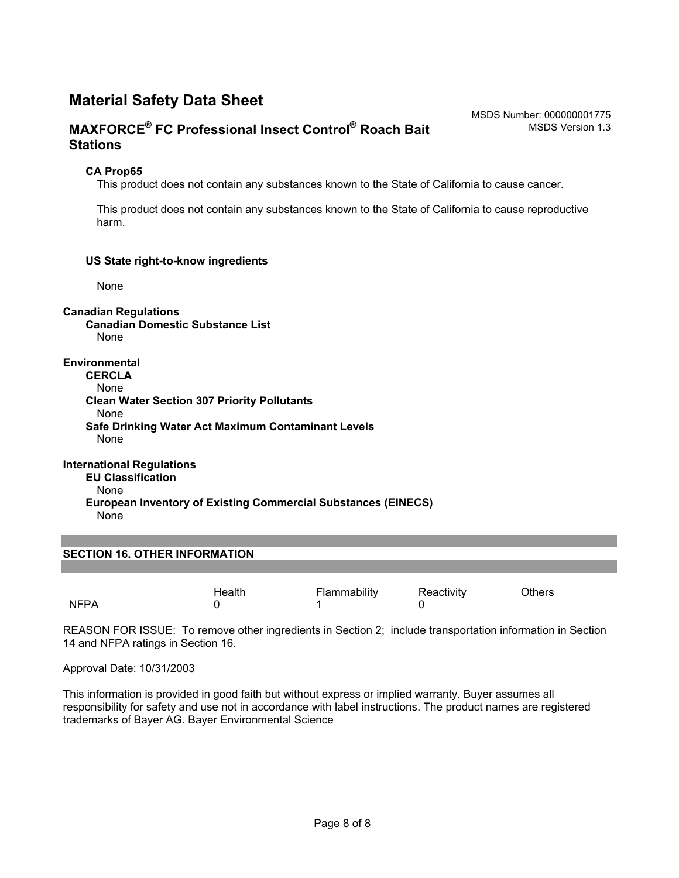**CA Prop65**

This product does not contain any substances known to the State of California to cause cancer.

This product does not contain any substances known to the State of California to cause reproductive harm.

**US State right-to-know ingredients**

None

**Canadian Regulations**

**Canadian Domestic Substance List**

None

**Environmental**

**CERCLA**

None

**Clean Water Section 307 Priority Pollutants**

None

**Safe Drinking Water Act Maximum Contaminant Levels**

None

**International Regulations**

**EU Classification**

None

**European Inventory of Existing Commercial Substances (EINECS)**

None

## SECTION 16. OTHER INFORMATION

| | Health | Flammability | Reactivity | Others |
|---|---|---|---|---|
| NFPA | 0 | 1 | 0 | |

REASON FOR ISSUE: To remove other ingredients in Section 2; include transportation information in Section 14 and NFPA ratings in Section 16.

Approval Date: 10/31/2003

This information is provided in good faith but without express or implied warranty. Buyer assumes all responsibility for safety and use not in accordance with label instructions. The product names are registered trademarks of Bayer AG. Bayer Environmental Science